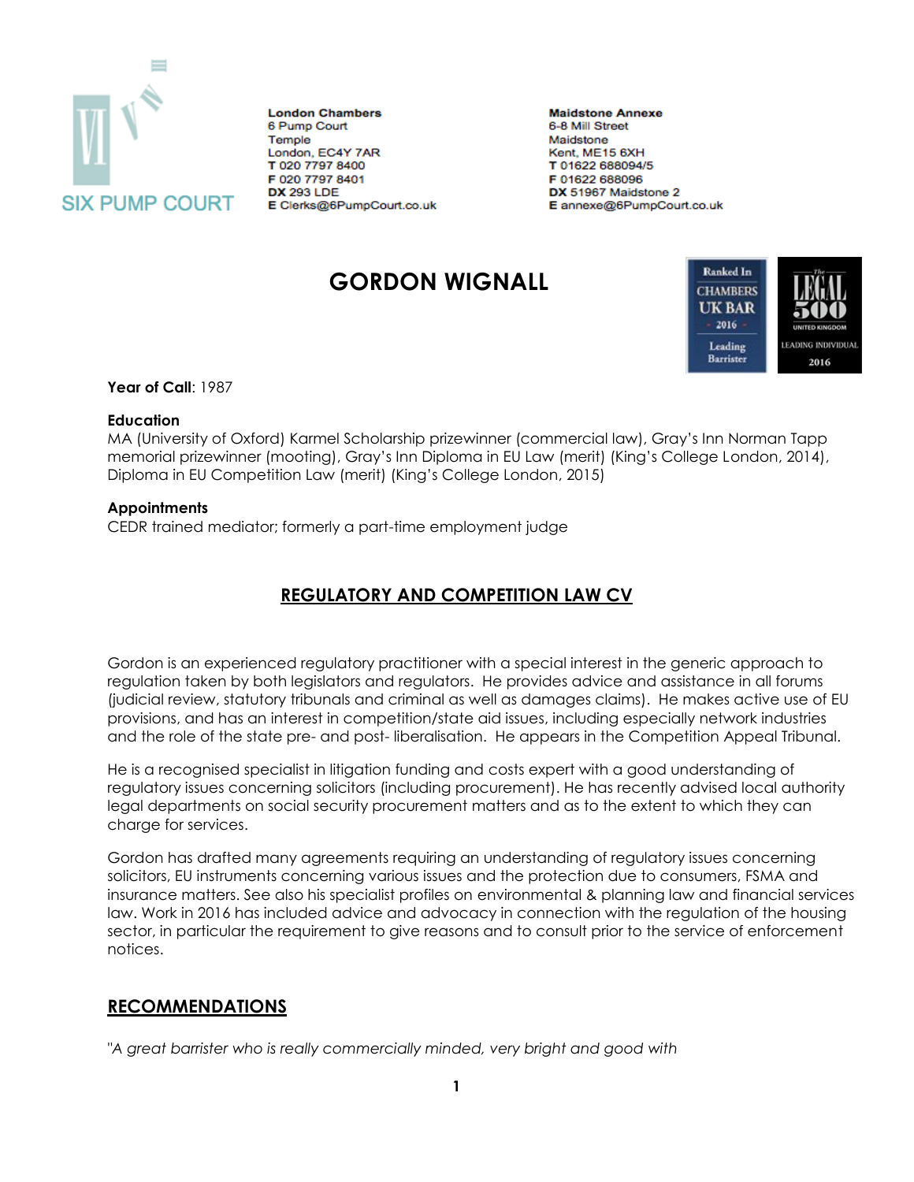SIX PUMP COURT

**London Chambers**
6 Pump Court
Temple
London, EC4Y 7AR
**T** 020 7797 8400
**F** 020 7797 8401
**DX** 293 LDE
**E** Clerks@6PumpCourt.co.uk

**Maildstone Annexe**
6-8 Mill Street
Maidstone
Kent, ME15 6XH
**T** 01622 688094/5
**F** 01622 688096
**DX** 51967 Maidstone 2
**E** annexe@6PumpCourt.co.uk

# GORDON WIGNALL

Ranked In CHAMBERS UK BAR 2016 Leading Barrister

The LEGAL 500 UNITED KINGDOM LEADING INDIVIDUAL 2016

**Year of Call**: 1987

**Education**
MA (University of Oxford) Karmel Scholarship prizewinner (commercial law), Gray's Inn Norman Tapp memorial prizewinner (mooting), Gray's Inn Diploma in EU Law (merit) (King's College London, 2014), Diploma in EU Competition Law (merit) (King's College London, 2015)

**Appointments**
CEDR trained mediator; formerly a part-time employment judge

## REGULATORY AND COMPETITION LAW CV

Gordon is an experienced regulatory practitioner with a special interest in the generic approach to regulation taken by both legislators and regulators. He provides advice and assistance in all forums (judicial review, statutory tribunals and criminal as well as damages claims). He makes active use of EU provisions, and has an interest in competition/state aid issues, including especially network industries and the role of the state pre- and post- liberalisation. He appears in the Competition Appeal Tribunal.

He is a recognised specialist in litigation funding and costs expert with a good understanding of regulatory issues concerning solicitors (including procurement). He has recently advised local authority legal departments on social security procurement matters and as to the extent to which they can charge for services.

Gordon has drafted many agreements requiring an understanding of regulatory issues concerning solicitors, EU instruments concerning various issues and the protection due to consumers, FSMA and insurance matters. See also his specialist profiles on environmental & planning law and financial services law. Work in 2016 has included advice and advocacy in connection with the regulation of the housing sector, in particular the requirement to give reasons and to consult prior to the service of enforcement notices.

## RECOMMENDATIONS

"*A great barrister who is really commercially minded, very bright and good with*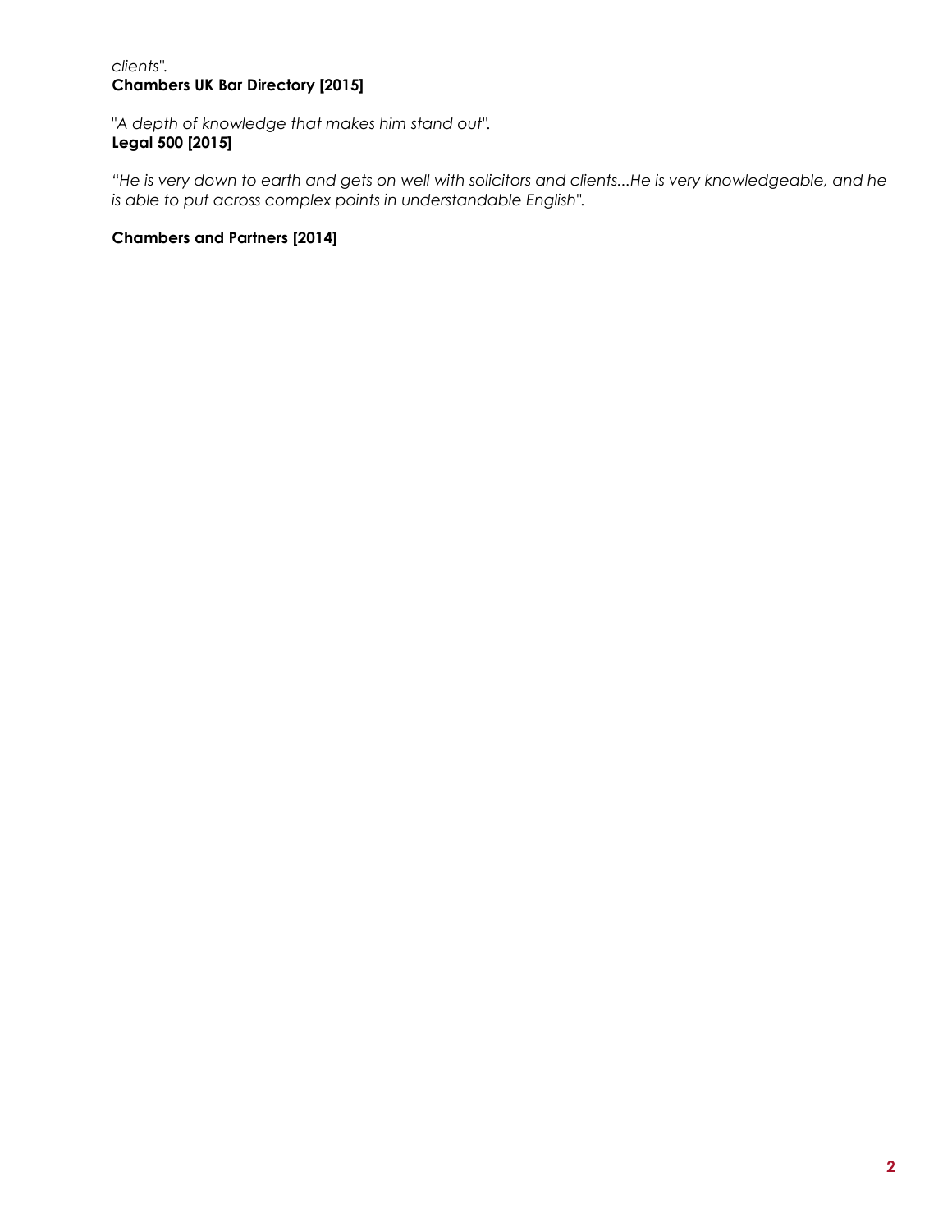*clients".*
**Chambers UK Bar Directory [2015]**

*"A depth of knowledge that makes him stand out".*
**Legal 500 [2015]**

*"He is very down to earth and gets on well with solicitors and clients...He is very knowledgeable, and he is able to put across complex points in understandable English".*

**Chambers and Partners [2014]**